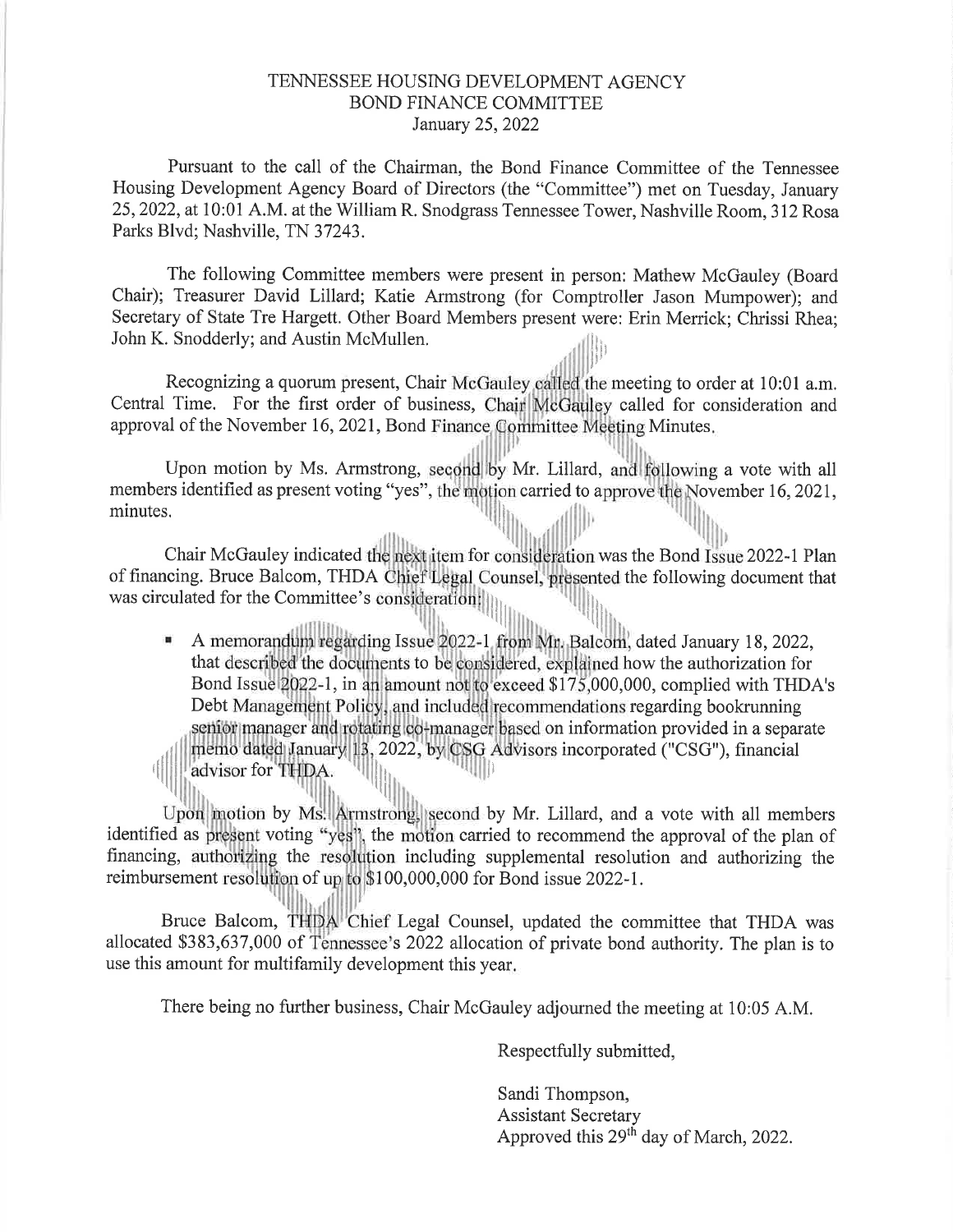# TENNESSEE HOUSING DEVELOPMENT AGENCY
## BOND FINANCE COMMITTEE
### January 25, 2022

Pursuant to the call of the Chairman, the Bond Finance Committee of the Tennessee Housing Development Agency Board of Directors (the "Committee") met on Tuesday, January 25, 2022, at 10:01 A.M. at the William R. Snodgrass Tennessee Tower, Nashville Room, 312 Rosa Parks Blvd; Nashville, TN 37243.

The following Committee members were present in person: Mathew McGauley (Board Chair); Treasurer David Lillard; Katie Armstrong (for Comptroller Jason Mumpower); and Secretary of State Tre Hargett. Other Board Members present were: Erin Merrick; Chrissi Rhea; John K. Snodderly; and Austin McMullen.

Recognizing a quorum present, Chair McGauley called the meeting to order at 10:01 a.m. Central Time. For the first order of business, Chair McGauley called for consideration and approval of the November 16, 2021, Bond Finance Committee Meeting Minutes.

Upon motion by Ms. Armstrong, second by Mr. Lillard, and following a vote with all members identified as present voting "yes", the motion carried to approve the November 16, 2021, minutes.

Chair McGauley indicated the next item for consideration was the Bond Issue 2022-1 Plan of financing. Bruce Balcom, THDA Chief Legal Counsel, presented the following document that was circulated for the Committee's consideration:

- A memorandum regarding Issue 2022-1 from Mr. Balcom, dated January 18, 2022, that described the documents to be considered, explained how the authorization for Bond Issue 2022-1, in an amount not to exceed $175,000,000, complied with THDA's Debt Management Policy, and included recommendations regarding bookrunning senior manager and rotating co-manager based on information provided in a separate memo dated January 13, 2022, by CSG Advisors incorporated ("CSG"), financial advisor for THDA.

Upon motion by Ms. Armstrong, second by Mr. Lillard, and a vote with all members identified as present voting "yes", the motion carried to recommend the approval of the plan of financing, authorizing the resolution including supplemental resolution and authorizing the reimbursement resolution of up to $100,000,000 for Bond issue 2022-1.

Bruce Balcom, THDA Chief Legal Counsel, updated the committee that THDA was allocated $383,637,000 of Tennessee's 2022 allocation of private bond authority. The plan is to use this amount for multifamily development this year.

There being no further business, Chair McGauley adjourned the meeting at 10:05 A.M.

Respectfully submitted,

Sandi Thompson,
Assistant Secretary
Approved this 29th day of March, 2022.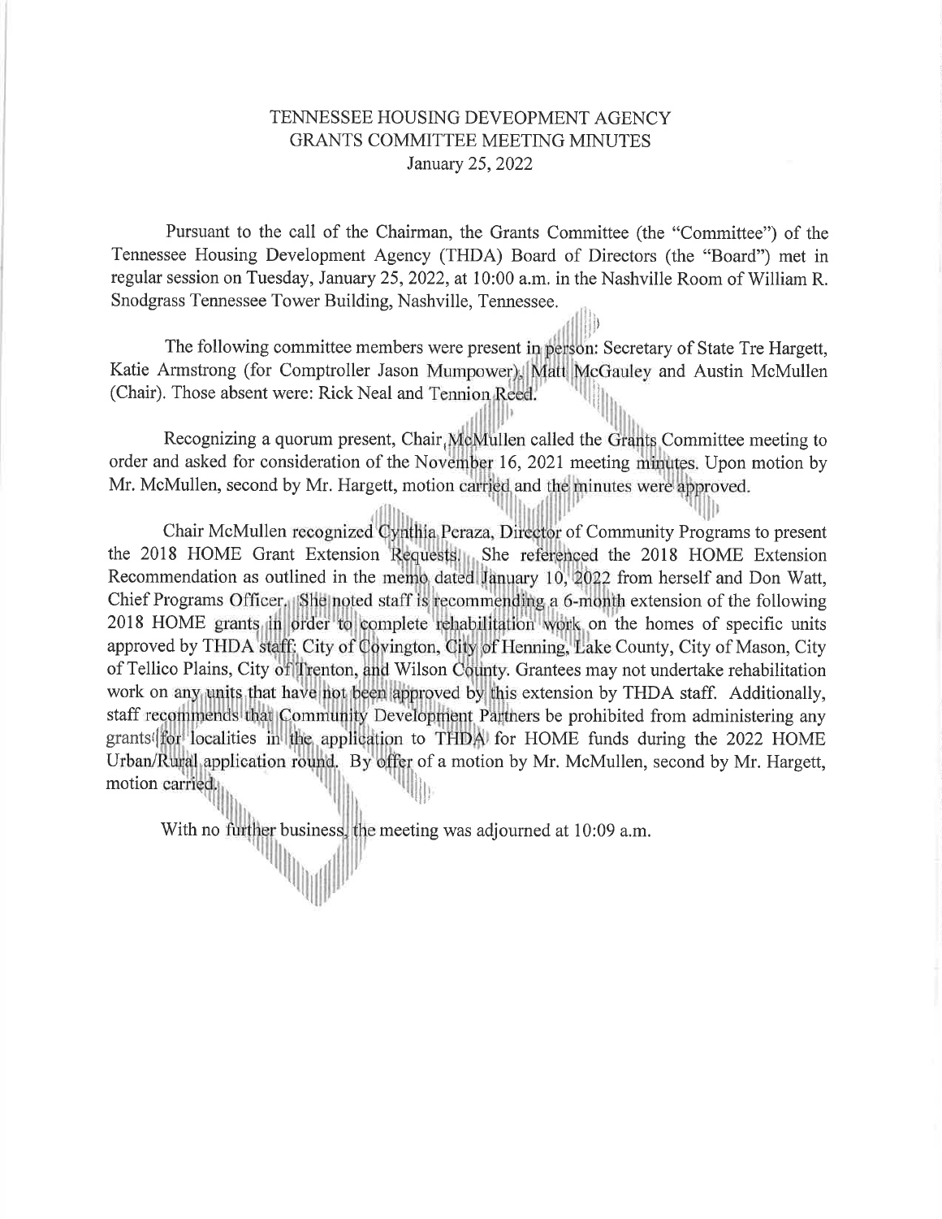# TENNESSEE HOUSING DEVEOPMENT AGENCY
## GRANTS COMMITTEE MEETING MINUTES
### January 25, 2022

Pursuant to the call of the Chairman, the Grants Committee (the "Committee") of the Tennessee Housing Development Agency (THDA) Board of Directors (the "Board") met in regular session on Tuesday, January 25, 2022, at 10:00 a.m. in the Nashville Room of William R. Snodgrass Tennessee Tower Building, Nashville, Tennessee.

The following committee members were present in person: Secretary of State Tre Hargett, Katie Armstrong (for Comptroller Jason Mumpower), Matt McGauley and Austin McMullen (Chair). Those absent were: Rick Neal and Tennion Reed.

Recognizing a quorum present, Chair McMullen called the Grants Committee meeting to order and asked for consideration of the November 16, 2021 meeting minutes. Upon motion by Mr. McMullen, second by Mr. Hargett, motion carried and the minutes were approved.

Chair McMullen recognized Cynthia Peraza, Director of Community Programs to present the 2018 HOME Grant Extension Requests. She referenced the 2018 HOME Extension Recommendation as outlined in the memo dated January 10, 2022 from herself and Don Watt, Chief Programs Officer. She noted staff is recommending a 6-month extension of the following 2018 HOME grants in order to complete rehabilitation work on the homes of specific units approved by THDA staff: City of Covington, City of Henning, Lake County, City of Mason, City of Tellico Plains, City of Trenton, and Wilson County. Grantees may not undertake rehabilitation work on any units that have not been approved by this extension by THDA staff. Additionally, staff recommends that Community Development Partners be prohibited from administering any grants for localities in the application to THDA for HOME funds during the 2022 HOME Urban/Rural application round. By offer of a motion by Mr. McMullen, second by Mr. Hargett, motion carried.

With no further business, the meeting was adjourned at 10:09 a.m.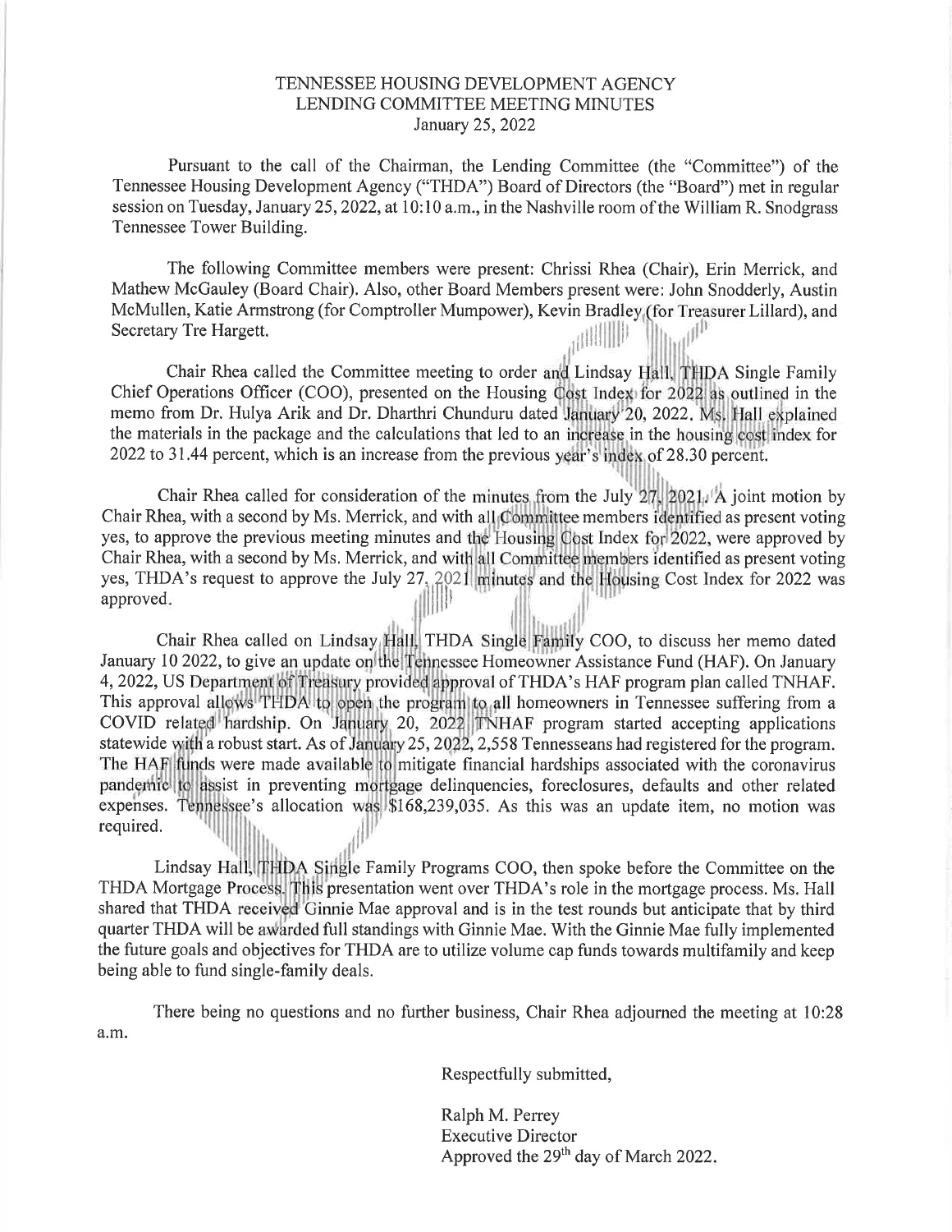TENNESSEE HOUSING DEVELOPMENT AGENCY
LENDING COMMITTEE MEETING MINUTES
January 25, 2022

Pursuant to the call of the Chairman, the Lending Committee (the "Committee") of the Tennessee Housing Development Agency ("THDA") Board of Directors (the "Board") met in regular session on Tuesday, January 25, 2022, at 10:10 a.m., in the Nashville room of the William R. Snodgrass Tennessee Tower Building.

The following Committee members were present: Chrissi Rhea (Chair), Erin Merrick, and Mathew McGauley (Board Chair). Also, other Board Members present were: John Snodderly, Austin McMullen, Katie Armstrong (for Comptroller Mumpower), Kevin Bradley (for Treasurer Lillard), and Secretary Tre Hargett.

Chair Rhea called the Committee meeting to order and Lindsay Hall, THDA Single Family Chief Operations Officer (COO), presented on the Housing Cost Index for 2022 as outlined in the memo from Dr. Hulya Arik and Dr. Dharthri Chunduru dated January 20, 2022. Ms. Hall explained the materials in the package and the calculations that led to an increase in the housing cost index for 2022 to 31.44 percent, which is an increase from the previous year's index of 28.30 percent.

Chair Rhea called for consideration of the minutes from the July 27, 2021. A joint motion by Chair Rhea, with a second by Ms. Merrick, and with all Committee members identified as present voting yes, to approve the previous meeting minutes and the Housing Cost Index for 2022, were approved by Chair Rhea, with a second by Ms. Merrick, and with all Committee members identified as present voting yes, THDA's request to approve the July 27, 2021 minutes and the Housing Cost Index for 2022 was approved.

Chair Rhea called on Lindsay Hall, THDA Single Family COO, to discuss her memo dated January 10 2022, to give an update on the Tennessee Homeowner Assistance Fund (HAF). On January 4, 2022, US Department of Treasury provided approval of THDA's HAF program plan called TNHAF. This approval allows THDA to open the program to all homeowners in Tennessee suffering from a COVID related hardship. On January 20, 2022 TNHAF program started accepting applications statewide with a robust start. As of January 25, 2022, 2,558 Tennesseans had registered for the program. The HAF funds were made available to mitigate financial hardships associated with the coronavirus pandemic to assist in preventing mortgage delinquencies, foreclosures, defaults and other related expenses. Tennessee's allocation was $168,239,035. As this was an update item, no motion was required.

Lindsay Hall, THDA Single Family Programs COO, then spoke before the Committee on the THDA Mortgage Process. This presentation went over THDA's role in the mortgage process. Ms. Hall shared that THDA received Ginnie Mae approval and is in the test rounds but anticipate that by third quarter THDA will be awarded full standings with Ginnie Mae. With the Ginnie Mae fully implemented the future goals and objectives for THDA are to utilize volume cap funds towards multifamily and keep being able to fund single-family deals.

There being no questions and no further business, Chair Rhea adjourned the meeting at 10:28 a.m.

Respectfully submitted,

Ralph M. Perrey
Executive Director
Approved the 29th day of March 2022.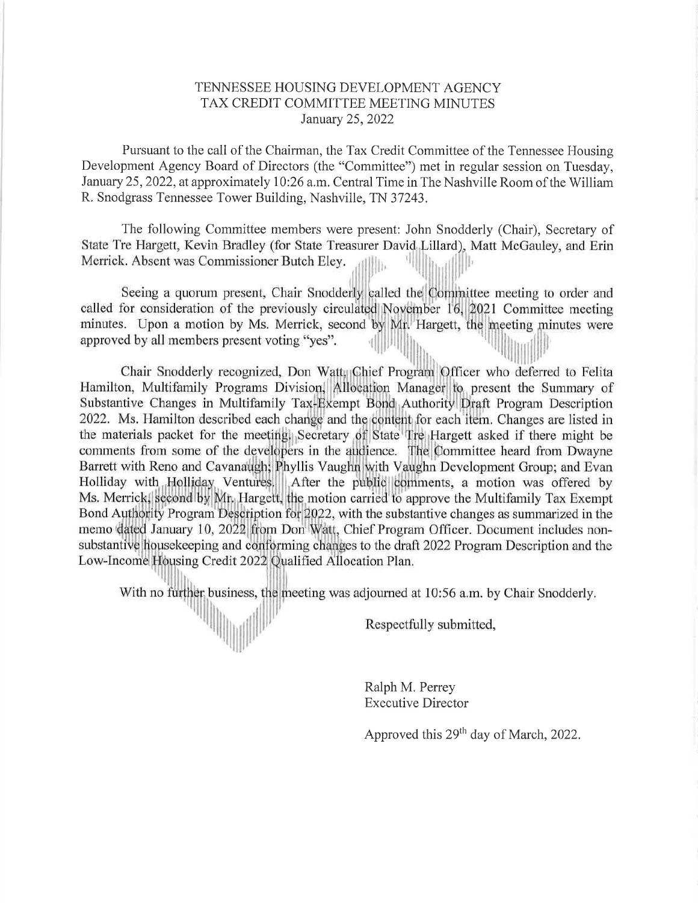# TENNESSEE HOUSING DEVELOPMENT AGENCY
## TAX CREDIT COMMITTEE MEETING MINUTES
### January 25, 2022

Pursuant to the call of the Chairman, the Tax Credit Committee of the Tennessee Housing Development Agency Board of Directors (the "Committee") met in regular session on Tuesday, January 25, 2022, at approximately 10:26 a.m. Central Time in The Nashville Room of the William R. Snodgrass Tennessee Tower Building, Nashville, TN 37243.

The following Committee members were present: John Snodderly (Chair), Secretary of State Tre Hargett, Kevin Bradley (for State Treasurer David Lillard), Matt McGauley, and Erin Merrick. Absent was Commissioner Butch Eley.

Seeing a quorum present, Chair Snodderly called the Committee meeting to order and called for consideration of the previously circulated November 16, 2021 Committee meeting minutes. Upon a motion by Ms. Merrick, second by Mr. Hargett, the meeting minutes were approved by all members present voting "yes".

Chair Snodderly recognized, Don Watt, Chief Program Officer who deferred to Felita Hamilton, Multifamily Programs Division, Allocation Manager to present the Summary of Substantive Changes in Multifamily Tax-Exempt Bond Authority Draft Program Description 2022. Ms. Hamilton described each change and the content for each item. Changes are listed in the materials packet for the meeting. Secretary of State Tre Hargett asked if there might be comments from some of the developers in the audience. The Committee heard from Dwayne Barrett with Reno and Cavanaugh; Phyllis Vaughn with Vaughn Development Group; and Evan Holliday with Holliday Ventures. After the public comments, a motion was offered by Ms. Merrick, second by Mr. Hargett, the motion carried to approve the Multifamily Tax Exempt Bond Authority Program Description for 2022, with the substantive changes as summarized in the memo dated January 10, 2022 from Don Watt, Chief Program Officer. Document includes non-substantive housekeeping and conforming changes to the draft 2022 Program Description and the Low-Income Housing Credit 2022 Qualified Allocation Plan.

With no further business, the meeting was adjourned at 10:56 a.m. by Chair Snodderly.

Respectfully submitted,

Ralph M. Perrey
Executive Director

Approved this 29th day of March, 2022.